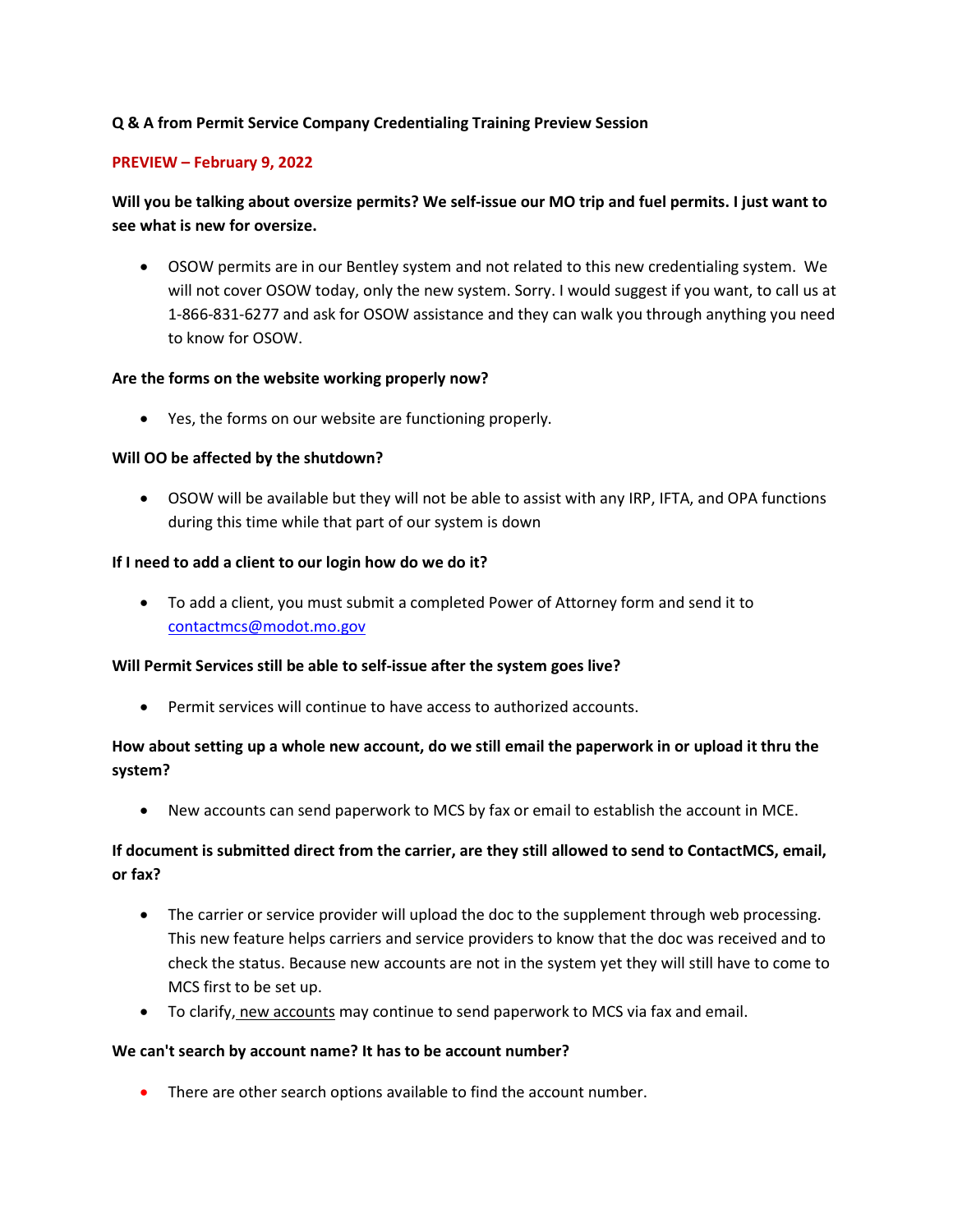**Q & A from Permit Service Company Credentialing Training Preview Session**

**PREVIEW – February 9, 2022**

**Will you be talking about oversize permits? We self-issue our MO trip and fuel permits. I just want to see what is new for oversize.**

- OSOW permits are in our Bentley system and not related to this new credentialing system. We will not cover OSOW today, only the new system. Sorry. I would suggest if you want, to call us at 1-866-831-6277 and ask for OSOW assistance and they can walk you through anything you need to know for OSOW.

**Are the forms on the website working properly now?**

- Yes, the forms on our website are functioning properly.

**Will OO be affected by the shutdown?**

- OSOW will be available but they will not be able to assist with any IRP, IFTA, and OPA functions during this time while that part of our system is down

**If I need to add a client to our login how do we do it?**

- To add a client, you must submit a completed Power of Attorney form and send it to contactmcs@modot.mo.gov

**Will Permit Services still be able to self-issue after the system goes live?**

- Permit services will continue to have access to authorized accounts.

**How about setting up a whole new account, do we still email the paperwork in or upload it thru the system?**

- New accounts can send paperwork to MCS by fax or email to establish the account in MCE.

**If document is submitted direct from the carrier, are they still allowed to send to ContactMCS, email, or fax?**

- The carrier or service provider will upload the doc to the supplement through web processing. This new feature helps carriers and service providers to know that the doc was received and to check the status. Because new accounts are not in the system yet they will still have to come to MCS first to be set up.
- To clarify, new accounts may continue to send paperwork to MCS via fax and email.

**We can't search by account name? It has to be account number?**

- There are other search options available to find the account number.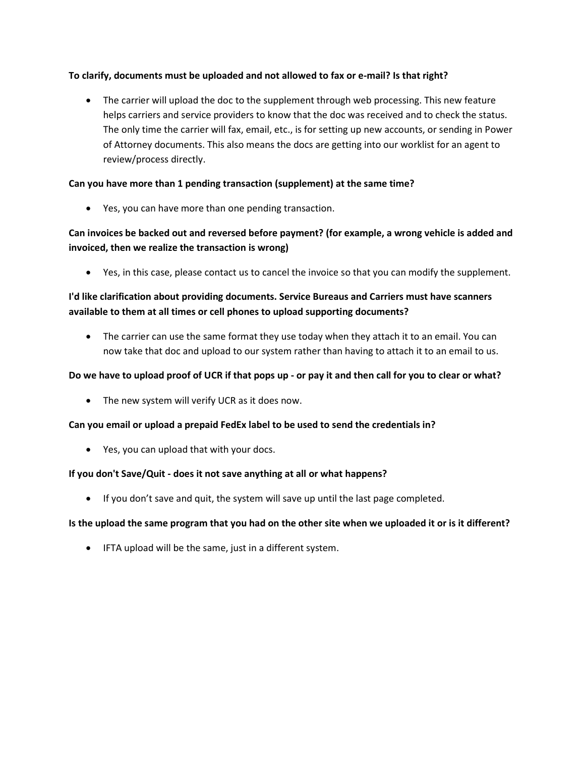**To clarify, documents must be uploaded and not allowed to fax or e-mail? Is that right?**

- The carrier will upload the doc to the supplement through web processing. This new feature helps carriers and service providers to know that the doc was received and to check the status. The only time the carrier will fax, email, etc., is for setting up new accounts, or sending in Power of Attorney documents. This also means the docs are getting into our worklist for an agent to review/process directly.

**Can you have more than 1 pending transaction (supplement) at the same time?**

- Yes, you can have more than one pending transaction.

**Can invoices be backed out and reversed before payment? (for example, a wrong vehicle is added and invoiced, then we realize the transaction is wrong)**

- Yes, in this case, please contact us to cancel the invoice so that you can modify the supplement.

**I'd like clarification about providing documents. Service Bureaus and Carriers must have scanners available to them at all times or cell phones to upload supporting documents?**

- The carrier can use the same format they use today when they attach it to an email. You can now take that doc and upload to our system rather than having to attach it to an email to us.

**Do we have to upload proof of UCR if that pops up - or pay it and then call for you to clear or what?**

- The new system will verify UCR as it does now.

**Can you email or upload a prepaid FedEx label to be used to send the credentials in?**

- Yes, you can upload that with your docs.

**If you don't Save/Quit - does it not save anything at all or what happens?**

- If you don't save and quit, the system will save up until the last page completed.

**Is the upload the same program that you had on the other site when we uploaded it or is it different?**

- IFTA upload will be the same, just in a different system.